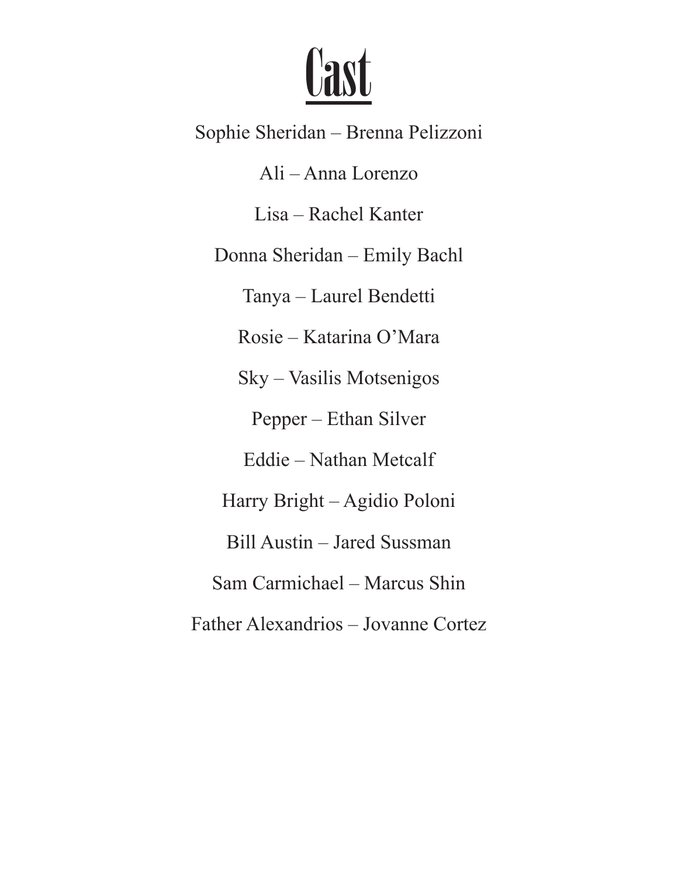# Cast

Sophie Sheridan – Brenna Pelizzoni

Ali – Anna Lorenzo

Lisa – Rachel Kanter

Donna Sheridan – Emily Bachl

Tanya – Laurel Bendetti

Rosie – Katarina O’Mara

Sky – Vasilis Motsenigos

Pepper – Ethan Silver

Eddie – Nathan Metcalf

Harry Bright – Agidio Poloni

Bill Austin – Jared Sussman

Sam Carmichael – Marcus Shin

Father Alexandrios – Jovanne Cortez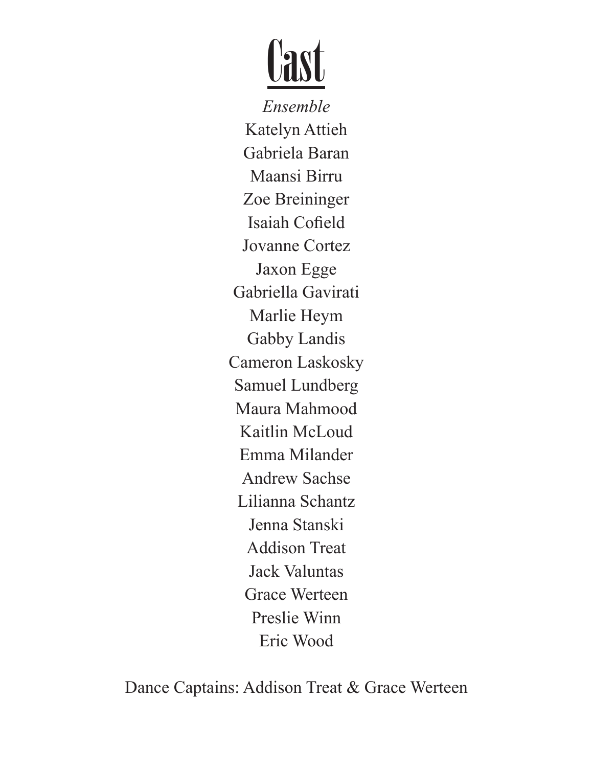# Cast

*Ensemble*

Katelyn Attieh
Gabriela Baran
Maansi Birru
Zoe Breininger
Isaiah Cofield
Jovanne Cortez
Jaxon Egge
Gabriella Gavirati
Marlie Heym
Gabby Landis
Cameron Laskosky
Samuel Lundberg
Maura Mahmood
Kaitlin McLoud
Emma Milander
Andrew Sachse
Lilianna Schantz
Jenna Stanski
Addison Treat
Jack Valuntas
Grace Werteen
Preslie Winn
Eric Wood

Dance Captains: Addison Treat & Grace Werteen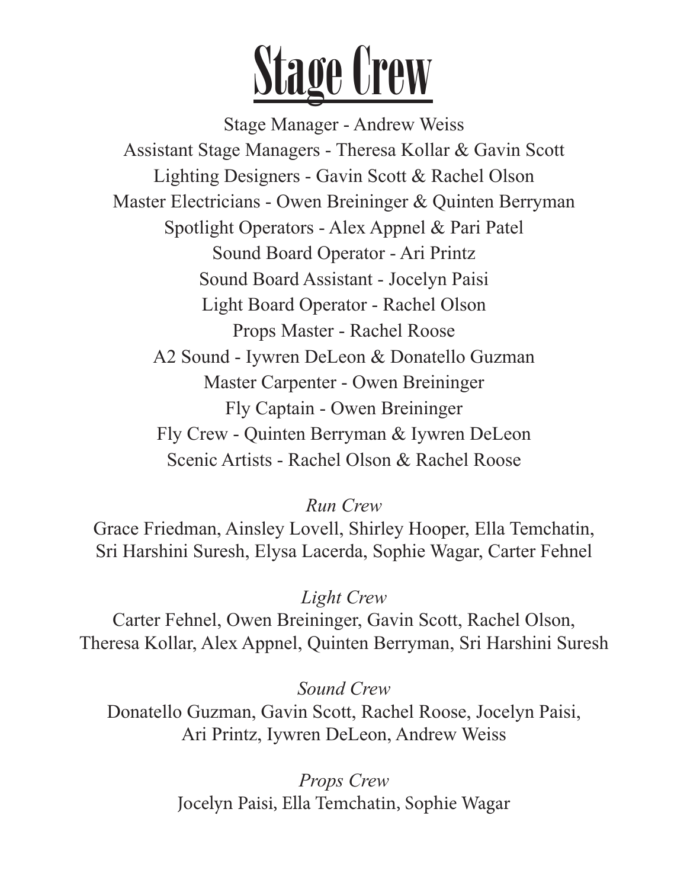# Stage Crew

Stage Manager - Andrew Weiss
Assistant Stage Managers - Theresa Kollar & Gavin Scott
Lighting Designers - Gavin Scott & Rachel Olson
Master Electricians - Owen Breininger & Quinten Berryman
Spotlight Operators - Alex Appnel & Pari Patel
Sound Board Operator - Ari Printz
Sound Board Assistant - Jocelyn Paisi
Light Board Operator - Rachel Olson
Props Master - Rachel Roose
A2 Sound - Iywren DeLeon & Donatello Guzman
Master Carpenter - Owen Breininger
Fly Captain - Owen Breininger
Fly Crew - Quinten Berryman & Iywren DeLeon
Scenic Artists - Rachel Olson & Rachel Roose

*Run Crew*

Grace Friedman, Ainsley Lovell, Shirley Hooper, Ella Temchatin, Sri Harshini Suresh, Elysa Lacerda, Sophie Wagar, Carter Fehnel

*Light Crew*

Carter Fehnel, Owen Breininger, Gavin Scott, Rachel Olson, Theresa Kollar, Alex Appnel, Quinten Berryman, Sri Harshini Suresh

*Sound Crew*

Donatello Guzman, Gavin Scott, Rachel Roose, Jocelyn Paisi, Ari Printz, Iywren DeLeon, Andrew Weiss

*Props Crew*

Jocelyn Paisi, Ella Temchatin, Sophie Wagar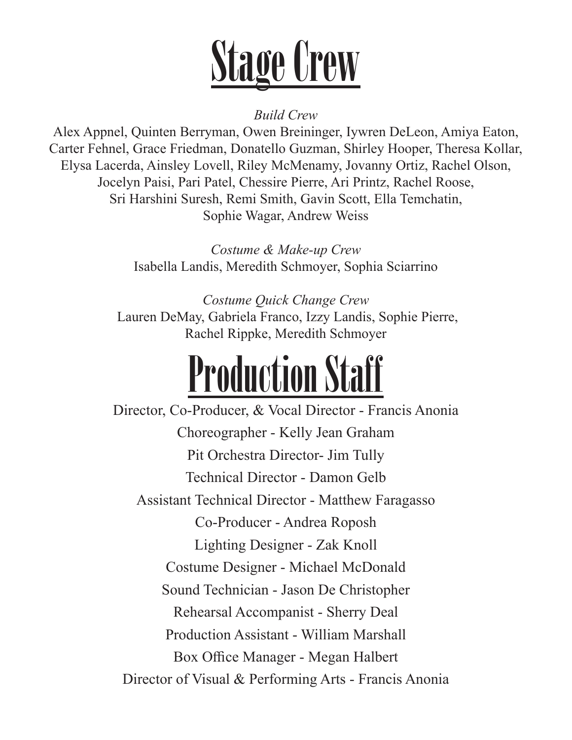# Stage Crew

*Build Crew*

Alex Appnel, Quinten Berryman, Owen Breininger, Iywren DeLeon, Amiya Eaton, Carter Fehnel, Grace Friedman, Donatello Guzman, Shirley Hooper, Theresa Kollar, Elysa Lacerda, Ainsley Lovell, Riley McMenamy, Jovanny Ortiz, Rachel Olson, Jocelyn Paisi, Pari Patel, Chessire Pierre, Ari Printz, Rachel Roose, Sri Harshini Suresh, Remi Smith, Gavin Scott, Ella Temchatin, Sophie Wagar, Andrew Weiss

*Costume & Make-up Crew*

Isabella Landis, Meredith Schmoyer, Sophia Sciarrino

*Costume Quick Change Crew*

Lauren DeMay, Gabriela Franco, Izzy Landis, Sophie Pierre, Rachel Rippke, Meredith Schmoyer

# Production Staff

Director, Co-Producer, & Vocal Director - Francis Anonia

Choreographer - Kelly Jean Graham

Pit Orchestra Director- Jim Tully

Technical Director - Damon Gelb

Assistant Technical Director - Matthew Faragasso

Co-Producer - Andrea Roposh

Lighting Designer - Zak Knoll

Costume Designer - Michael McDonald

Sound Technician - Jason De Christopher

Rehearsal Accompanist - Sherry Deal

Production Assistant - William Marshall

Box Office Manager - Megan Halbert

Director of Visual & Performing Arts - Francis Anonia